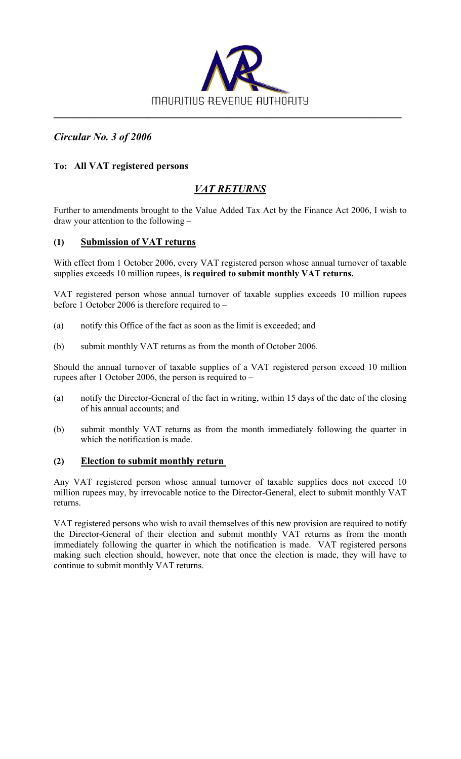MAURITIUS REVENUE AUTHORITY

*Circular No. 3 of 2006*

**To: All VAT registered persons**

## *VAT RETURNS*

Further to amendments brought to the Value Added Tax Act by the Finance Act 2006, I wish to draw your attention to the following –

### (1) Submission of VAT returns

With effect from 1 October 2006, every VAT registered person whose annual turnover of taxable supplies exceeds 10 million rupees, **is required to submit monthly VAT returns.**

VAT registered person whose annual turnover of taxable supplies exceeds 10 million rupees before 1 October 2006 is therefore required to –

(a) notify this Office of the fact as soon as the limit is exceeded; and

(b) submit monthly VAT returns as from the month of October 2006.

Should the annual turnover of taxable supplies of a VAT registered person exceed 10 million rupees after 1 October 2006, the person is required to –

(a) notify the Director-General of the fact in writing, within 15 days of the date of the closing of his annual accounts; and

(b) submit monthly VAT returns as from the month immediately following the quarter in which the notification is made.

### (2) Election to submit monthly return

Any VAT registered person whose annual turnover of taxable supplies does not exceed 10 million rupees may, by irrevocable notice to the Director-General, elect to submit monthly VAT returns.

VAT registered persons who wish to avail themselves of this new provision are required to notify the Director-General of their election and submit monthly VAT returns as from the month immediately following the quarter in which the notification is made. VAT registered persons making such election should, however, note that once the election is made, they will have to continue to submit monthly VAT returns.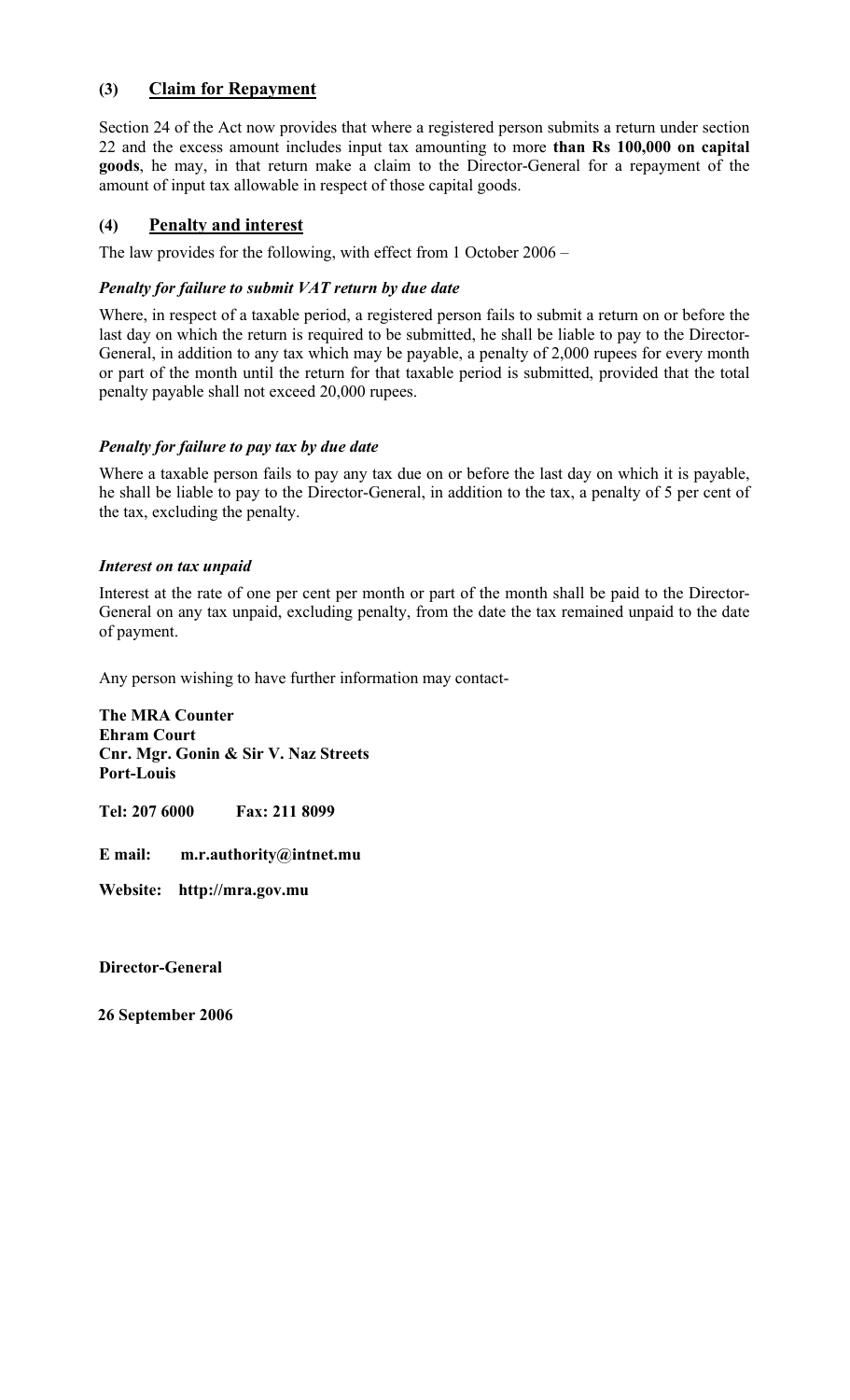## (3) Claim for Repayment

Section 24 of the Act now provides that where a registered person submits a return under section 22 and the excess amount includes input tax amounting to more **than Rs 100,000 on capital goods**, he may, in that return make a claim to the Director-General for a repayment of the amount of input tax allowable in respect of those capital goods.

## (4) Penalty and interest

The law provides for the following, with effect from 1 October 2006 –

***Penalty for failure to submit VAT return by due date***

Where, in respect of a taxable period, a registered person fails to submit a return on or before the last day on which the return is required to be submitted, he shall be liable to pay to the Director-General, in addition to any tax which may be payable, a penalty of 2,000 rupees for every month or part of the month until the return for that taxable period is submitted, provided that the total penalty payable shall not exceed 20,000 rupees.

***Penalty for failure to pay tax by due date***

Where a taxable person fails to pay any tax due on or before the last day on which it is payable, he shall be liable to pay to the Director-General, in addition to the tax, a penalty of 5 per cent of the tax, excluding the penalty.

***Interest on tax unpaid***

Interest at the rate of one per cent per month or part of the month shall be paid to the Director-General on any tax unpaid, excluding penalty, from the date the tax remained unpaid to the date of payment.

Any person wishing to have further information may contact-

**The MRA Counter**
**Ehram Court**
**Cnr. Mgr. Gonin & Sir V. Naz Streets**
**Port-Louis**

**Tel: 207 6000 Fax: 211 8099**

**E mail: m.r.authority@intnet.mu**

**Website: http://mra.gov.mu**

**Director-General**

**26 September 2006**